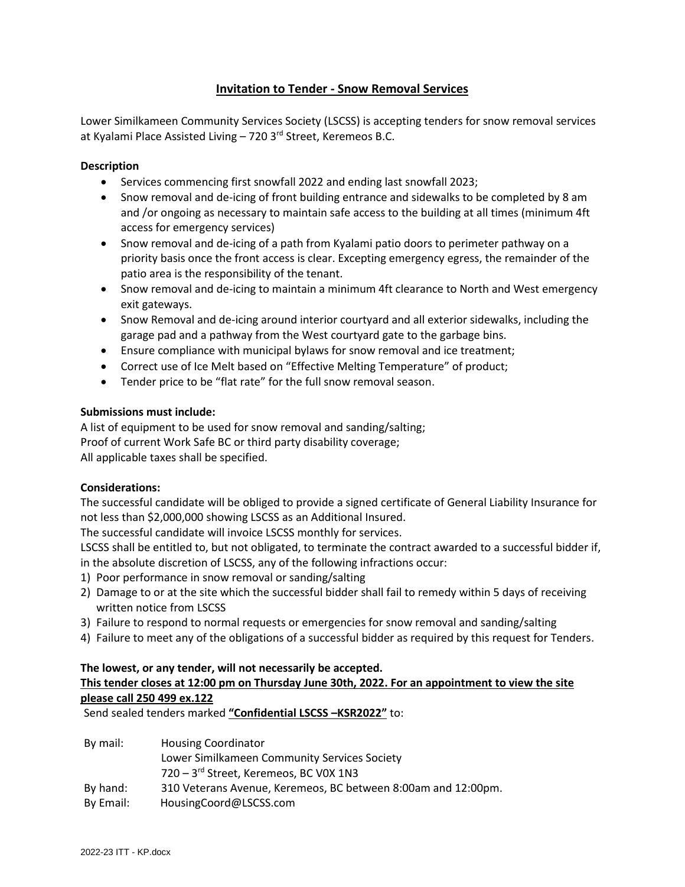# Invitation to Tender - Snow Removal Services

Lower Similkameen Community Services Society (LSCSS) is accepting tenders for snow removal services at Kyalami Place Assisted Living – 720 3rd Street, Keremeos B.C.

**Description**

- Services commencing first snowfall 2022 and ending last snowfall 2023;
- Snow removal and de-icing of front building entrance and sidewalks to be completed by 8 am and /or ongoing as necessary to maintain safe access to the building at all times (minimum 4ft access for emergency services)
- Snow removal and de-icing of a path from Kyalami patio doors to perimeter pathway on a priority basis once the front access is clear. Excepting emergency egress, the remainder of the patio area is the responsibility of the tenant.
- Snow removal and de-icing to maintain a minimum 4ft clearance to North and West emergency exit gateways.
- Snow Removal and de-icing around interior courtyard and all exterior sidewalks, including the garage pad and a pathway from the West courtyard gate to the garbage bins.
- Ensure compliance with municipal bylaws for snow removal and ice treatment;
- Correct use of Ice Melt based on "Effective Melting Temperature" of product;
- Tender price to be "flat rate" for the full snow removal season.

**Submissions must include:**

A list of equipment to be used for snow removal and sanding/salting;
Proof of current Work Safe BC or third party disability coverage;
All applicable taxes shall be specified.

**Considerations:**

The successful candidate will be obliged to provide a signed certificate of General Liability Insurance for not less than $2,000,000 showing LSCSS as an Additional Insured.
The successful candidate will invoice LSCSS monthly for services.
LSCSS shall be entitled to, but not obligated, to terminate the contract awarded to a successful bidder if, in the absolute discretion of LSCSS, any of the following infractions occur:

1) Poor performance in snow removal or sanding/salting
2) Damage to or at the site which the successful bidder shall fail to remedy within 5 days of receiving written notice from LSCSS
3) Failure to respond to normal requests or emergencies for snow removal and sanding/salting
4) Failure to meet any of the obligations of a successful bidder as required by this request for Tenders.

**The lowest, or any tender, will not necessarily be accepted.**
**This tender closes at 12:00 pm on Thursday June 30th, 2022. For an appointment to view the site please call 250 499 ex.122**

Send sealed tenders marked **"Confidential LSCSS –KSR2022"** to:

| | |
|---|---|
| By mail: | Housing Coordinator<br>Lower Similkameen Community Services Society<br>720 – 3rd Street, Keremeos, BC V0X 1N3 |
| By hand: | 310 Veterans Avenue, Keremeos, BC between 8:00am and 12:00pm. |
| By Email: | HousingCoord@LSCSS.com |

2022-23 ITT - KP.docx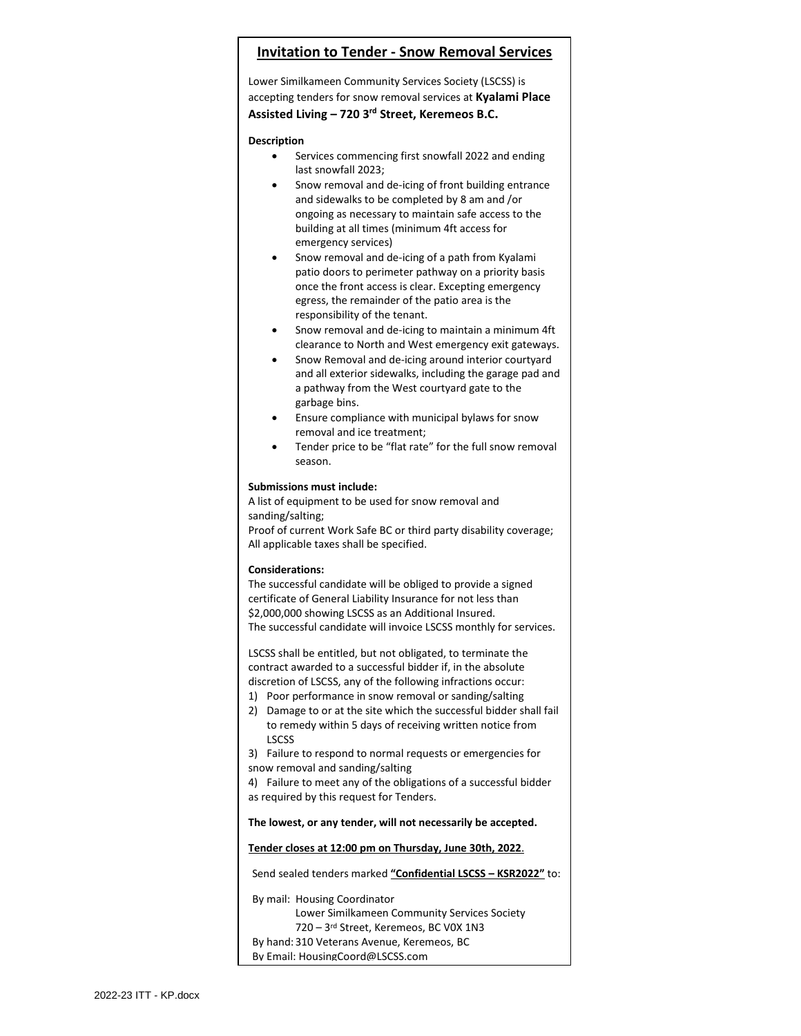## Invitation to Tender - Snow Removal Services

Lower Similkameen Community Services Society (LSCSS) is accepting tenders for snow removal services at **Kyalami Place Assisted Living – 720 3rd Street, Keremeos B.C.**

**Description**

- Services commencing first snowfall 2022 and ending last snowfall 2023;
- Snow removal and de-icing of front building entrance and sidewalks to be completed by 8 am and /or ongoing as necessary to maintain safe access to the building at all times (minimum 4ft access for emergency services)
- Snow removal and de-icing of a path from Kyalami patio doors to perimeter pathway on a priority basis once the front access is clear. Excepting emergency egress, the remainder of the patio area is the responsibility of the tenant.
- Snow removal and de-icing to maintain a minimum 4ft clearance to North and West emergency exit gateways.
- Snow Removal and de-icing around interior courtyard and all exterior sidewalks, including the garage pad and a pathway from the West courtyard gate to the garbage bins.
- Ensure compliance with municipal bylaws for snow removal and ice treatment;
- Tender price to be "flat rate" for the full snow removal season.

**Submissions must include:**

A list of equipment to be used for snow removal and sanding/salting;
Proof of current Work Safe BC or third party disability coverage;
All applicable taxes shall be specified.

**Considerations:**

The successful candidate will be obliged to provide a signed certificate of General Liability Insurance for not less than $2,000,000 showing LSCSS as an Additional Insured.
The successful candidate will invoice LSCSS monthly for services.

LSCSS shall be entitled, but not obligated, to terminate the contract awarded to a successful bidder if, in the absolute discretion of LSCSS, any of the following infractions occur:

1) Poor performance in snow removal or sanding/salting
2) Damage to or at the site which the successful bidder shall fail to remedy within 5 days of receiving written notice from LSCSS
3) Failure to respond to normal requests or emergencies for snow removal and sanding/salting
4) Failure to meet any of the obligations of a successful bidder as required by this request for Tenders.

**The lowest, or any tender, will not necessarily be accepted.**

**Tender closes at 12:00 pm on Thursday, June 30th, 2022**.

Send sealed tenders marked **"Confidential LSCSS – KSR2022"** to:

By mail: Housing Coordinator
Lower Similkameen Community Services Society
720 – 3rd Street, Keremeos, BC V0X 1N3
By hand: 310 Veterans Avenue, Keremeos, BC
By Email: HousingCoord@LSCSS.com

2022-23 ITT - KP.docx